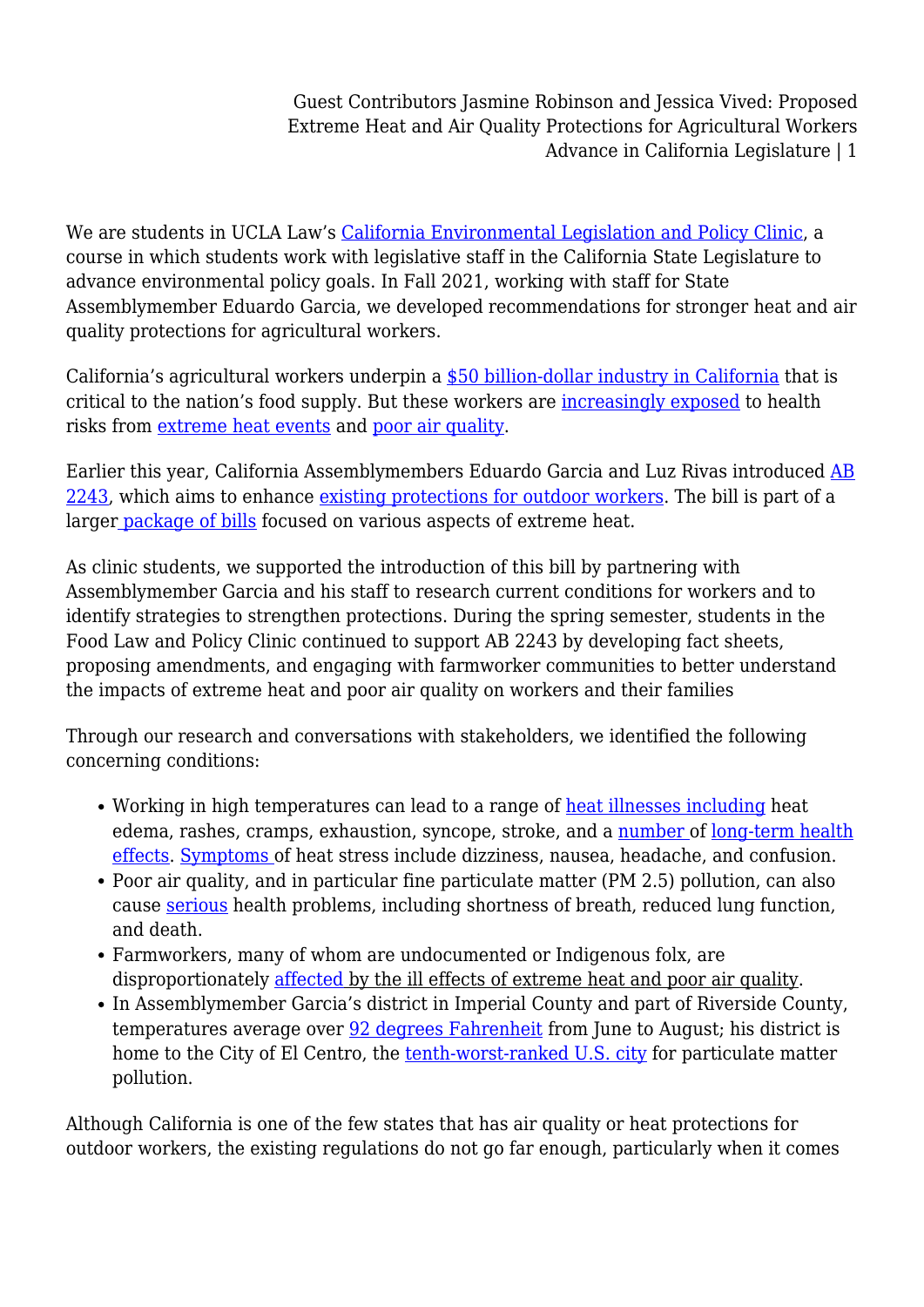We are students in UCLA Law's California Environmental Legislation and Policy Clinic, a course in which students work with legislative staff in the California State Legislature to advance environmental policy goals. In Fall 2021, working with staff for State Assemblymember Eduardo Garcia, we developed recommendations for stronger heat and air quality protections for agricultural workers.

California's agricultural workers underpin a $50 billion-dollar industry in California that is critical to the nation's food supply. But these workers are increasingly exposed to health risks from extreme heat events and poor air quality.

Earlier this year, California Assemblymembers Eduardo Garcia and Luz Rivas introduced AB 2243, which aims to enhance existing protections for outdoor workers. The bill is part of a larger package of bills focused on various aspects of extreme heat.

As clinic students, we supported the introduction of this bill by partnering with Assemblymember Garcia and his staff to research current conditions for workers and to identify strategies to strengthen protections. During the spring semester, students in the Food Law and Policy Clinic continued to support AB 2243 by developing fact sheets, proposing amendments, and engaging with farmworker communities to better understand the impacts of extreme heat and poor air quality on workers and their families

Through our research and conversations with stakeholders, we identified the following concerning conditions:

- Working in high temperatures can lead to a range of heat illnesses including heat edema, rashes, cramps, exhaustion, syncope, stroke, and a number of long-term health effects. Symptoms of heat stress include dizziness, nausea, headache, and confusion.
- Poor air quality, and in particular fine particulate matter (PM 2.5) pollution, can also cause serious health problems, including shortness of breath, reduced lung function, and death.
- Farmworkers, many of whom are undocumented or Indigenous folx, are disproportionately affected by the ill effects of extreme heat and poor air quality.
- In Assemblymember Garcia's district in Imperial County and part of Riverside County, temperatures average over 92 degrees Fahrenheit from June to August; his district is home to the City of El Centro, the tenth-worst-ranked U.S. city for particulate matter pollution.

Although California is one of the few states that has air quality or heat protections for outdoor workers, the existing regulations do not go far enough, particularly when it comes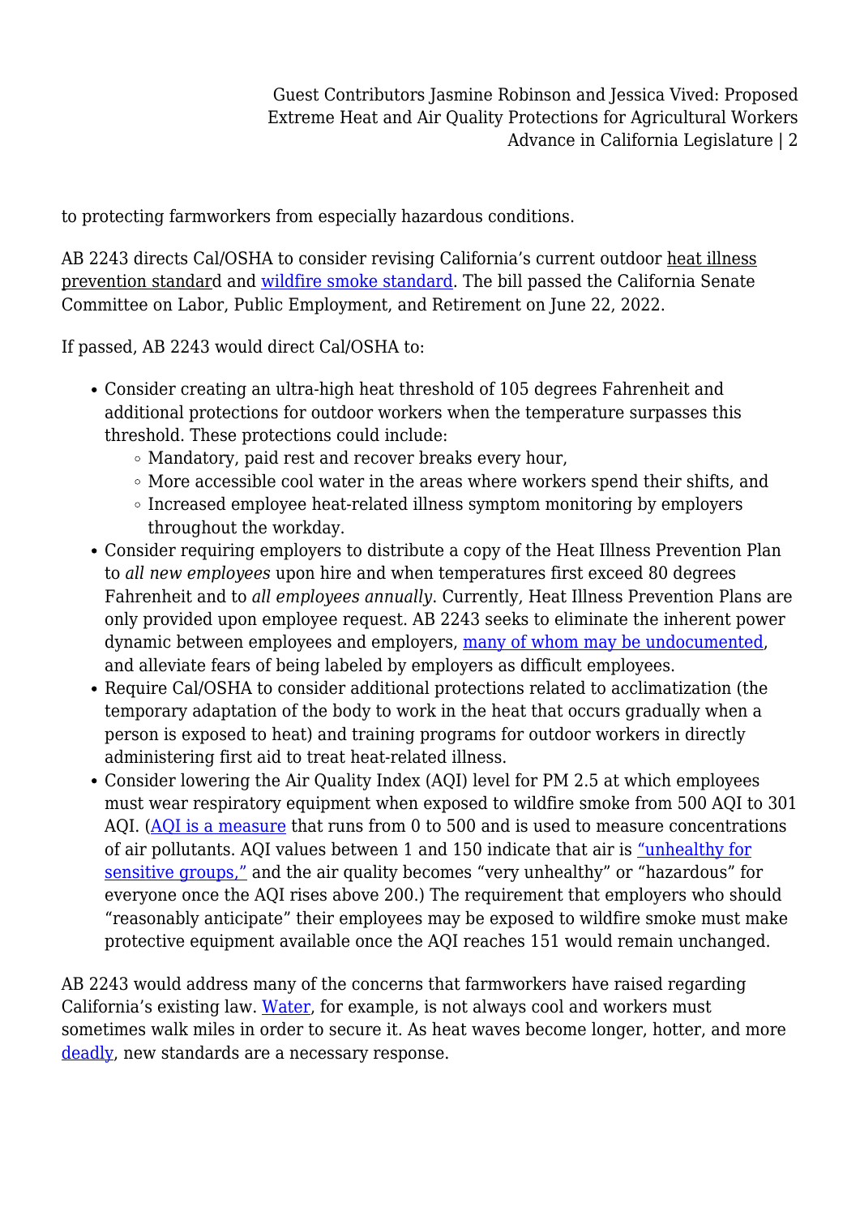to protecting farmworkers from especially hazardous conditions.

AB 2243 directs Cal/OSHA to consider revising California's current outdoor heat illness prevention standard and wildfire smoke standard. The bill passed the California Senate Committee on Labor, Public Employment, and Retirement on June 22, 2022.

If passed, AB 2243 would direct Cal/OSHA to:

- Consider creating an ultra-high heat threshold of 105 degrees Fahrenheit and additional protections for outdoor workers when the temperature surpasses this threshold. These protections could include:
  - Mandatory, paid rest and recover breaks every hour,
  - More accessible cool water in the areas where workers spend their shifts, and
  - Increased employee heat-related illness symptom monitoring by employers throughout the workday.
- Consider requiring employers to distribute a copy of the Heat Illness Prevention Plan to *all new employees* upon hire and when temperatures first exceed 80 degrees Fahrenheit and to *all employees annually*. Currently, Heat Illness Prevention Plans are only provided upon employee request. AB 2243 seeks to eliminate the inherent power dynamic between employees and employers, many of whom may be undocumented, and alleviate fears of being labeled by employers as difficult employees.
- Require Cal/OSHA to consider additional protections related to acclimatization (the temporary adaptation of the body to work in the heat that occurs gradually when a person is exposed to heat) and training programs for outdoor workers in directly administering first aid to treat heat-related illness.
- Consider lowering the Air Quality Index (AQI) level for PM 2.5 at which employees must wear respiratory equipment when exposed to wildfire smoke from 500 AQI to 301 AQI. (AQI is a measure that runs from 0 to 500 and is used to measure concentrations of air pollutants. AQI values between 1 and 150 indicate that air is "unhealthy for sensitive groups," and the air quality becomes "very unhealthy" or "hazardous" for everyone once the AQI rises above 200.) The requirement that employers who should "reasonably anticipate" their employees may be exposed to wildfire smoke must make protective equipment available once the AQI reaches 151 would remain unchanged.

AB 2243 would address many of the concerns that farmworkers have raised regarding California's existing law. Water, for example, is not always cool and workers must sometimes walk miles in order to secure it. As heat waves become longer, hotter, and more deadly, new standards are a necessary response.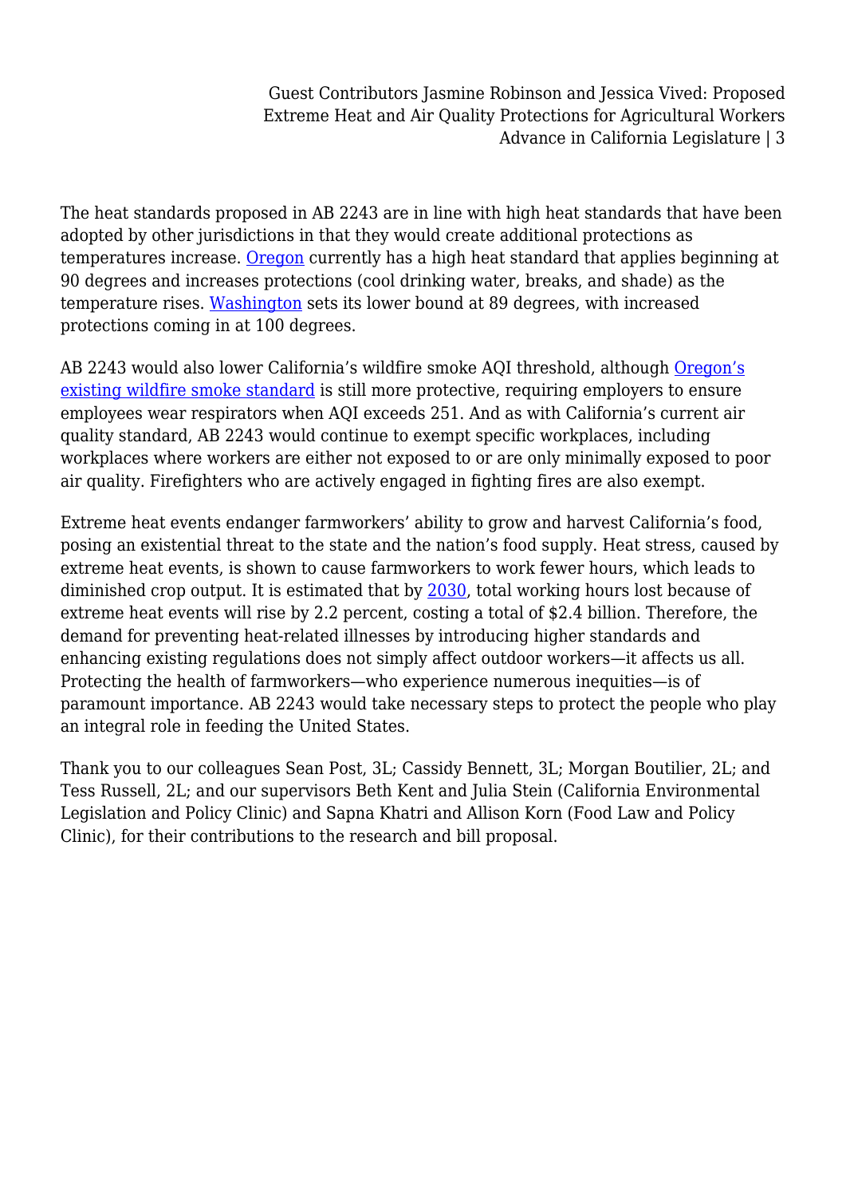The heat standards proposed in AB 2243 are in line with high heat standards that have been adopted by other jurisdictions in that they would create additional protections as temperatures increase. Oregon currently has a high heat standard that applies beginning at 90 degrees and increases protections (cool drinking water, breaks, and shade) as the temperature rises. Washington sets its lower bound at 89 degrees, with increased protections coming in at 100 degrees.

AB 2243 would also lower California's wildfire smoke AQI threshold, although Oregon's existing wildfire smoke standard is still more protective, requiring employers to ensure employees wear respirators when AQI exceeds 251. And as with California's current air quality standard, AB 2243 would continue to exempt specific workplaces, including workplaces where workers are either not exposed to or are only minimally exposed to poor air quality. Firefighters who are actively engaged in fighting fires are also exempt.

Extreme heat events endanger farmworkers' ability to grow and harvest California's food, posing an existential threat to the state and the nation's food supply. Heat stress, caused by extreme heat events, is shown to cause farmworkers to work fewer hours, which leads to diminished crop output. It is estimated that by 2030, total working hours lost because of extreme heat events will rise by 2.2 percent, costing a total of $2.4 billion. Therefore, the demand for preventing heat-related illnesses by introducing higher standards and enhancing existing regulations does not simply affect outdoor workers—it affects us all. Protecting the health of farmworkers—who experience numerous inequities—is of paramount importance. AB 2243 would take necessary steps to protect the people who play an integral role in feeding the United States.

Thank you to our colleagues Sean Post, 3L; Cassidy Bennett, 3L; Morgan Boutilier, 2L; and Tess Russell, 2L; and our supervisors Beth Kent and Julia Stein (California Environmental Legislation and Policy Clinic) and Sapna Khatri and Allison Korn (Food Law and Policy Clinic), for their contributions to the research and bill proposal.